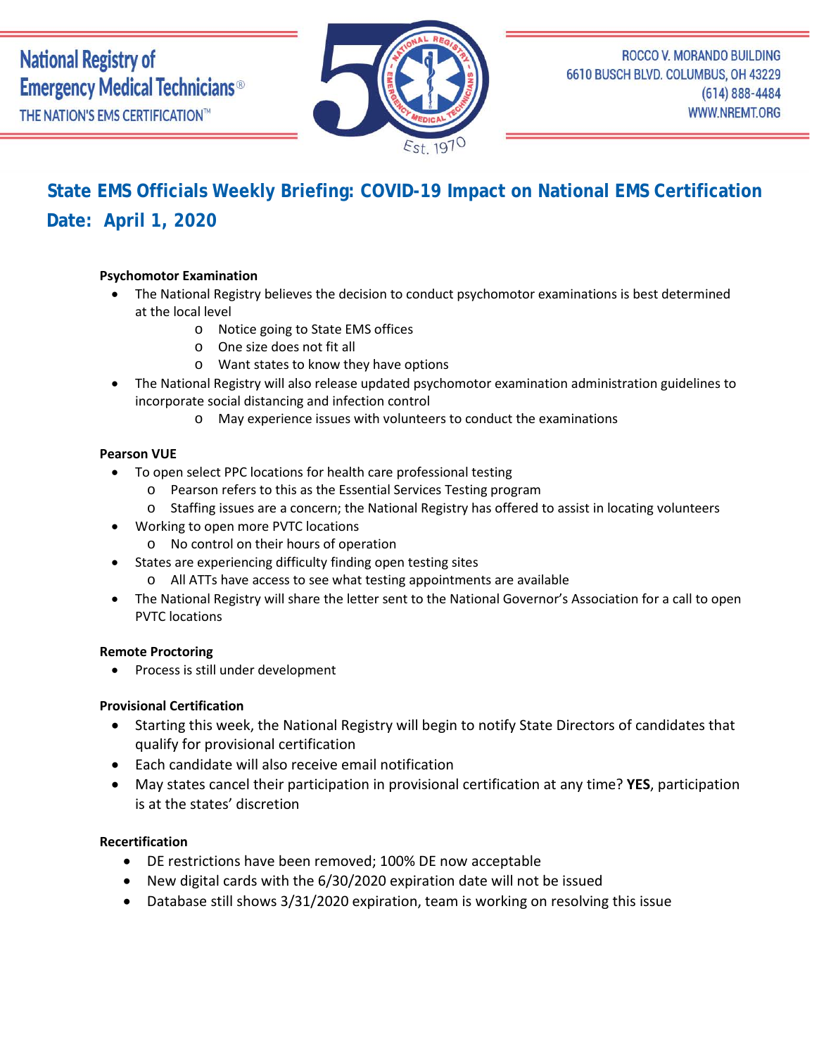National Registry of Emergency Medical Technicians®
THE NATION'S EMS CERTIFICATION™

ROCCO V. MORANDO BUILDING
6610 BUSCH BLVD. COLUMBUS, OH 43229
(614) 888-4484
WWW.NREMT.ORG

# State EMS Officials Weekly Briefing: COVID-19 Impact on National EMS Certification

## Date: April 1, 2020

**Psychomotor Examination**

- The National Registry believes the decision to conduct psychomotor examinations is best determined at the local level
  - Notice going to State EMS offices
  - One size does not fit all
  - Want states to know they have options
- The National Registry will also release updated psychomotor examination administration guidelines to incorporate social distancing and infection control
  - May experience issues with volunteers to conduct the examinations

**Pearson VUE**

- To open select PPC locations for health care professional testing
  - Pearson refers to this as the Essential Services Testing program
  - Staffing issues are a concern; the National Registry has offered to assist in locating volunteers
- Working to open more PVTC locations
  - No control on their hours of operation
- States are experiencing difficulty finding open testing sites
  - All ATTs have access to see what testing appointments are available
- The National Registry will share the letter sent to the National Governor's Association for a call to open PVTC locations

**Remote Proctoring**

- Process is still under development

**Provisional Certification**

- Starting this week, the National Registry will begin to notify State Directors of candidates that qualify for provisional certification
- Each candidate will also receive email notification
- May states cancel their participation in provisional certification at any time? **YES**, participation is at the states' discretion

**Recertification**

- DE restrictions have been removed; 100% DE now acceptable
- New digital cards with the 6/30/2020 expiration date will not be issued
- Database still shows 3/31/2020 expiration, team is working on resolving this issue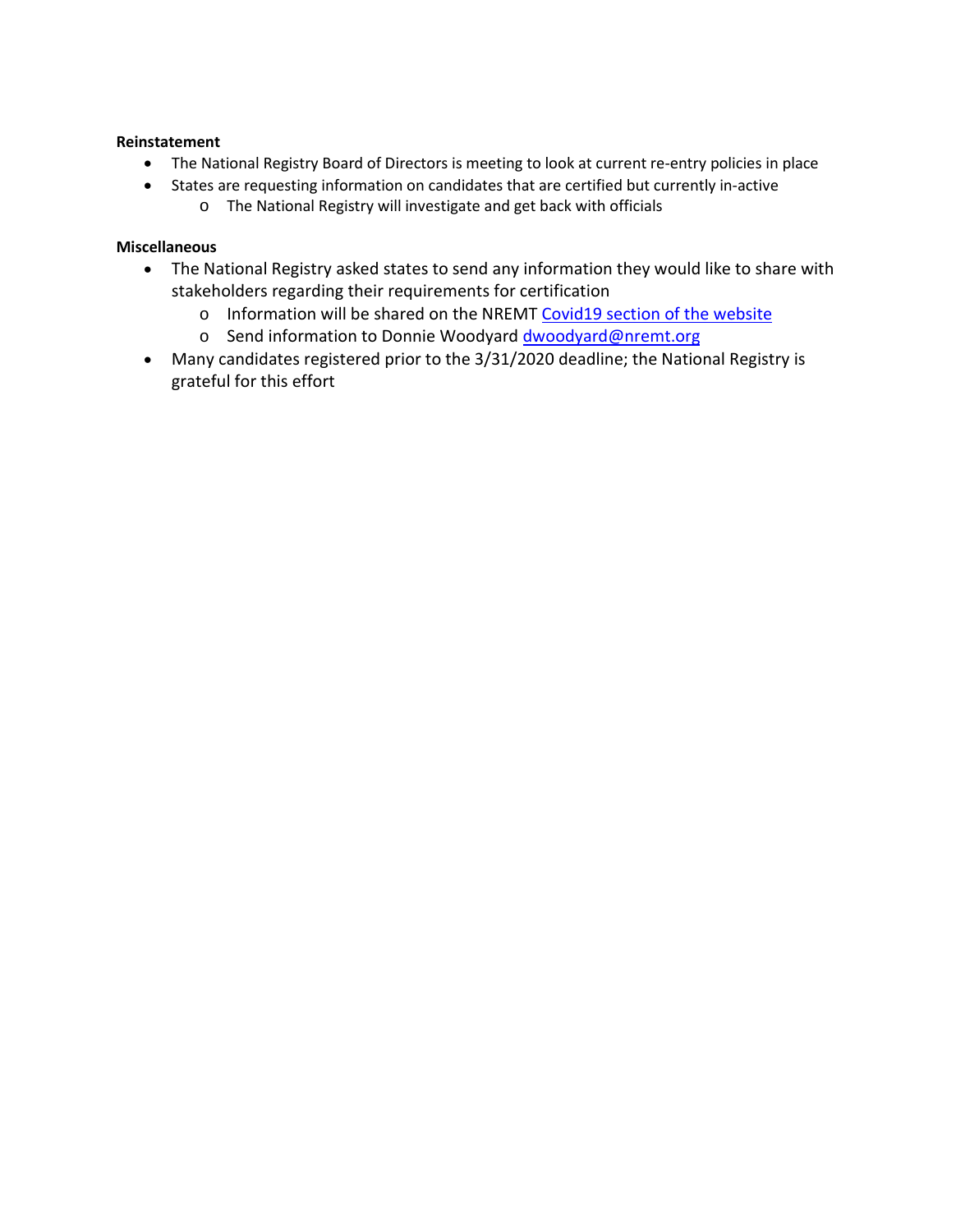**Reinstatement**

- The National Registry Board of Directors is meeting to look at current re-entry policies in place
- States are requesting information on candidates that are certified but currently in-active
    - The National Registry will investigate and get back with officials

**Miscellaneous**

- The National Registry asked states to send any information they would like to share with stakeholders regarding their requirements for certification
    - Information will be shared on the NREMT Covid19 section of the website
    - Send information to Donnie Woodyard dwoodyard@nremt.org
- Many candidates registered prior to the 3/31/2020 deadline; the National Registry is grateful for this effort